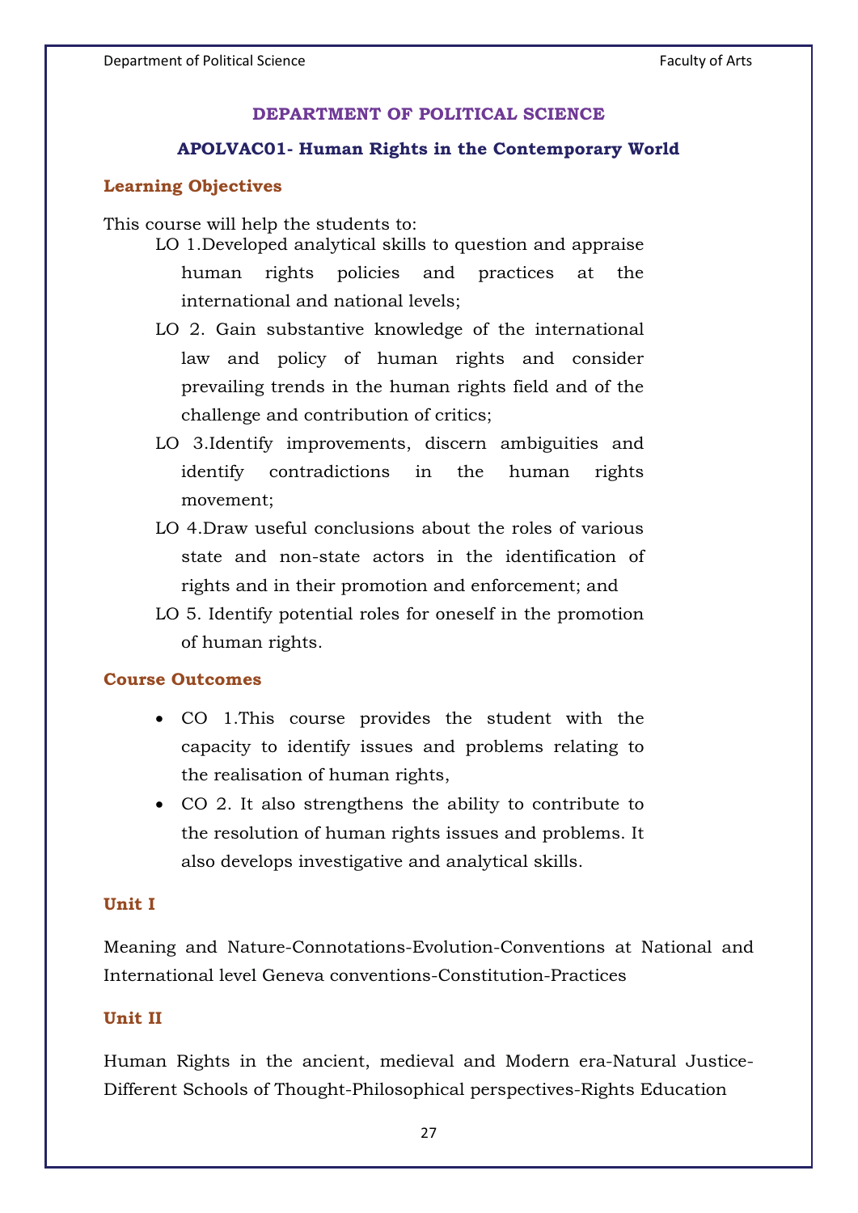# DEPARTMENT OF POLITICAL SCIENCE

## APOLVAC01- Human Rights in the Contemporary World

### Learning Objectives

This course will help the students to:

LO 1.Developed analytical skills to question and appraise human rights policies and practices at the international and national levels;

LO 2. Gain substantive knowledge of the international law and policy of human rights and consider prevailing trends in the human rights field and of the challenge and contribution of critics;

LO 3.Identify improvements, discern ambiguities and identify contradictions in the human rights movement;

LO 4.Draw useful conclusions about the roles of various state and non-state actors in the identification of rights and in their promotion and enforcement; and

LO 5. Identify potential roles for oneself in the promotion of human rights.

### Course Outcomes

- CO 1.This course provides the student with the capacity to identify issues and problems relating to the realisation of human rights,
- CO 2. It also strengthens the ability to contribute to the resolution of human rights issues and problems. It also develops investigative and analytical skills.

### Unit I

Meaning and Nature-Connotations-Evolution-Conventions at National and International level Geneva conventions-Constitution-Practices

### Unit II

Human Rights in the ancient, medieval and Modern era-Natural Justice-Different Schools of Thought-Philosophical perspectives-Rights Education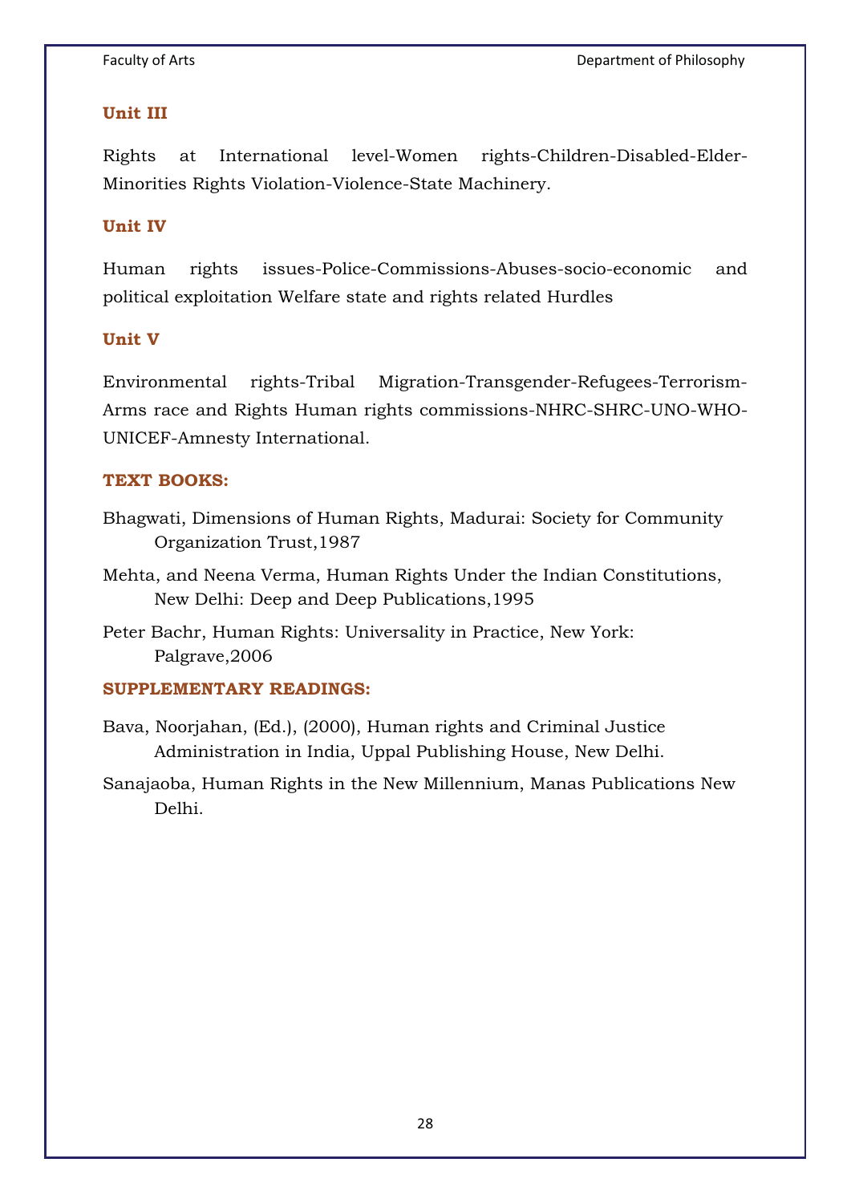**Unit III**

Rights at International level-Women rights-Children-Disabled-Elder-Minorities Rights Violation-Violence-State Machinery.

**Unit IV**

Human rights issues-Police-Commissions-Abuses-socio-economic and political exploitation Welfare state and rights related Hurdles

**Unit V**

Environmental rights-Tribal Migration-Transgender-Refugees-Terrorism-Arms race and Rights Human rights commissions-NHRC-SHRC-UNO-WHO-UNICEF-Amnesty International.

**TEXT BOOKS:**

Bhagwati, Dimensions of Human Rights, Madurai: Society for Community Organization Trust,1987

Mehta, and Neena Verma, Human Rights Under the Indian Constitutions, New Delhi: Deep and Deep Publications,1995

Peter Bachr, Human Rights: Universality in Practice, New York: Palgrave,2006

**SUPPLEMENTARY READINGS:**

Bava, Noorjahan, (Ed.), (2000), Human rights and Criminal Justice Administration in India, Uppal Publishing House, New Delhi.

Sanajaoba, Human Rights in the New Millennium, Manas Publications New Delhi.